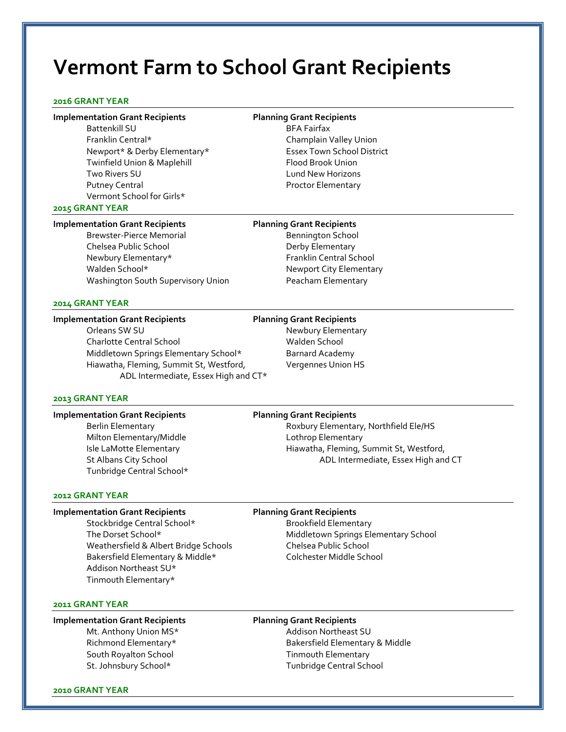# Vermont Farm to School Grant Recipients

## 2016 GRANT YEAR

**Implementation Grant Recipients**

- Battenkill SU
- Franklin Central*
- Newport* & Derby Elementary*
- Twinfield Union & Maplehill
- Two Rivers SU
- Putney Central
- Vermont School for Girls*

**Planning Grant Recipients**

- BFA Fairfax
- Champlain Valley Union
- Essex Town School District
- Flood Brook Union
- Lund New Horizons
- Proctor Elementary

## 2015 GRANT YEAR

**Implementation Grant Recipients**

- Brewster-Pierce Memorial
- Chelsea Public School
- Newbury Elementary*
- Walden School*
- Washington South Supervisory Union

**Planning Grant Recipients**

- Bennington School
- Derby Elementary
- Franklin Central School
- Newport City Elementary
- Peacham Elementary

## 2014 GRANT YEAR

**Implementation Grant Recipients**

- Orleans SW SU
- Charlotte Central School
- Middletown Springs Elementary School*
- Hiawatha, Fleming, Summit St, Westford, ADL Intermediate, Essex High and CT*

**Planning Grant Recipients**

- Newbury Elementary
- Walden School
- Barnard Academy
- Vergennes Union HS

## 2013 GRANT YEAR

**Implementation Grant Recipients**

- Berlin Elementary
- Milton Elementary/Middle
- Isle LaMotte Elementary
- St Albans City School
- Tunbridge Central School*

**Planning Grant Recipients**

- Roxbury Elementary, Northfield Ele/HS
- Lothrop Elementary
- Hiawatha, Fleming, Summit St, Westford, ADL Intermediate, Essex High and CT

## 2012 GRANT YEAR

**Implementation Grant Recipients**

- Stockbridge Central School*
- The Dorset School*
- Weathersfield & Albert Bridge Schools
- Bakersfield Elementary & Middle*
- Addison Northeast SU*
- Tinmouth Elementary*

**Planning Grant Recipients**

- Brookfield Elementary
- Middletown Springs Elementary School
- Chelsea Public School
- Colchester Middle School

## 2011 GRANT YEAR

**Implementation Grant Recipients**

- Mt. Anthony Union MS*
- Richmond Elementary*
- South Royalton School
- St. Johnsbury School*

**Planning Grant Recipients**

- Addison Northeast SU
- Bakersfield Elementary & Middle
- Tinmouth Elementary
- Tunbridge Central School

## 2010 GRANT YEAR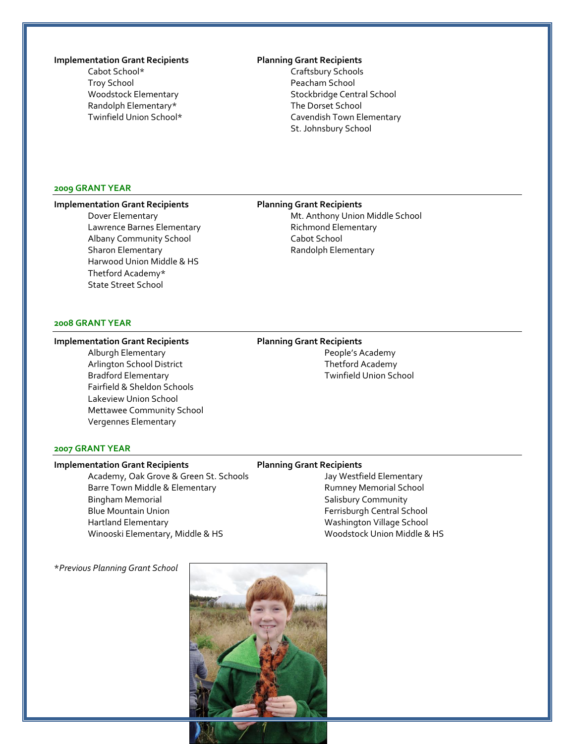**Implementation Grant Recipients**

- Cabot School*
- Troy School
- Woodstock Elementary
- Randolph Elementary*
- Twinfield Union School*

**Planning Grant Recipients**

- Craftsbury Schools
- Peacham School
- Stockbridge Central School
- The Dorset School
- Cavendish Town Elementary
- St. Johnsbury School

## 2009 GRANT YEAR

**Implementation Grant Recipients**

- Dover Elementary
- Lawrence Barnes Elementary
- Albany Community School
- Sharon Elementary
- Harwood Union Middle & HS
- Thetford Academy*
- State Street School

**Planning Grant Recipients**

- Mt. Anthony Union Middle School
- Richmond Elementary
- Cabot School
- Randolph Elementary

## 2008 GRANT YEAR

**Implementation Grant Recipients**

- Alburgh Elementary
- Arlington School District
- Bradford Elementary
- Fairfield & Sheldon Schools
- Lakeview Union School
- Mettawee Community School
- Vergennes Elementary

**Planning Grant Recipients**

- People's Academy
- Thetford Academy
- Twinfield Union School

## 2007 GRANT YEAR

**Implementation Grant Recipients**

- Academy, Oak Grove & Green St. Schools
- Barre Town Middle & Elementary
- Bingham Memorial
- Blue Mountain Union
- Hartland Elementary
- Winooski Elementary, Middle & HS

**Planning Grant Recipients**

- Jay Westfield Elementary
- Rumney Memorial School
- Salisbury Community
- Ferrisburgh Central School
- Washington Village School
- Woodstock Union Middle & HS

**Previous Planning Grant School*